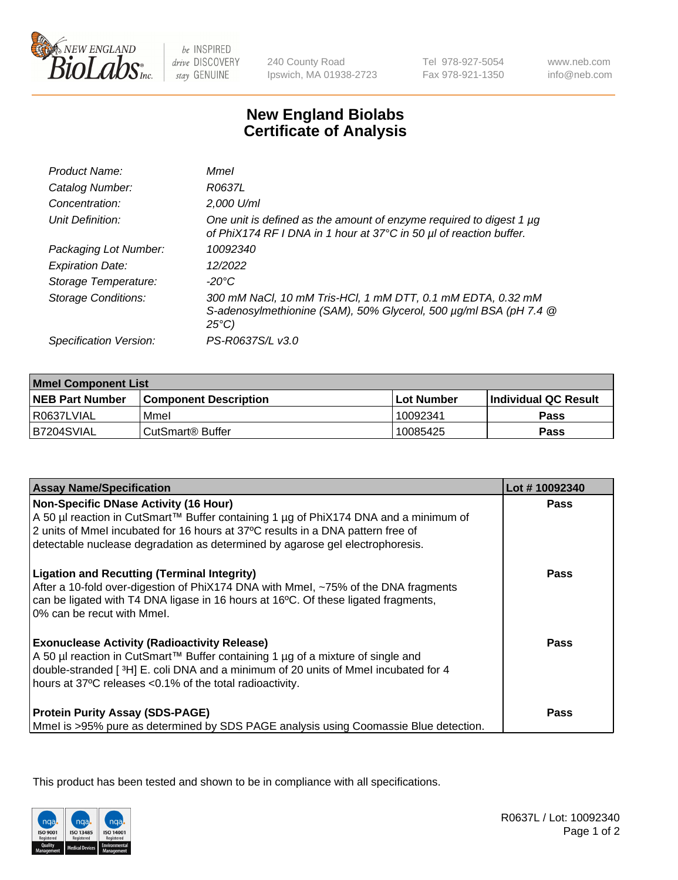# New England Biolabs Certificate of Analysis

| | |
|---|---|
| *Product Name:* | *MmeI* |
| *Catalog Number:* | *R0637L* |
| *Concentration:* | *2,000 U/ml* |
| *Unit Definition:* | *One unit is defined as the amount of enzyme required to digest 1 µg of PhiX174 RF I DNA in 1 hour at 37°C in 50 µl of reaction buffer.* |
| *Packaging Lot Number:* | *10092340* |
| *Expiration Date:* | *12/2022* |
| *Storage Temperature:* | *-20°C* |
| *Storage Conditions:* | *300 mM NaCl, 10 mM Tris-HCl, 1 mM DTT, 0.1 mM EDTA, 0.32 mM S-adenosylmethionine (SAM), 50% Glycerol, 500 µg/ml BSA (pH 7.4 @ 25°C)* |
| *Specification Version:* | *PS-R0637S/L v3.0* |

| **MmeI Component List** | | | |
|---|---|---|---|
| **NEB Part Number** | **Component Description** | **Lot Number** | **Individual QC Result** |
| R0637LVIAL | MmeI | 10092341 | **Pass** |
| B7204SVIAL | CutSmart® Buffer | 10085425 | **Pass** |

| **Assay Name/Specification** | **Lot # 10092340** |
|---|---|
| **Non-Specific DNase Activity (16 Hour)**<br>A 50 µl reaction in CutSmart™ Buffer containing 1 µg of PhiX174 DNA and a minimum of 2 units of MmeI incubated for 16 hours at 37ºC results in a DNA pattern free of detectable nuclease degradation as determined by agarose gel electrophoresis. | **Pass** |
| **Ligation and Recutting (Terminal Integrity)**<br>After a 10-fold over-digestion of PhiX174 DNA with MmeI, ~75% of the DNA fragments can be ligated with T4 DNA ligase in 16 hours at 16ºC. Of these ligated fragments, 0% can be recut with MmeI. | **Pass** |
| **Exonuclease Activity (Radioactivity Release)**<br>A 50 µl reaction in CutSmart™ Buffer containing 1 µg of a mixture of single and double-stranded [ $^3$H] E. coli DNA and a minimum of 20 units of MmeI incubated for 4 hours at 37ºC releases <0.1% of the total radioactivity. | **Pass** |
| **Protein Purity Assay (SDS-PAGE)**<br>MmeI is >95% pure as determined by SDS PAGE analysis using Coomassie Blue detection. | **Pass** |

This product has been tested and shown to be in compliance with all specifications.

R0637L / Lot: 10092340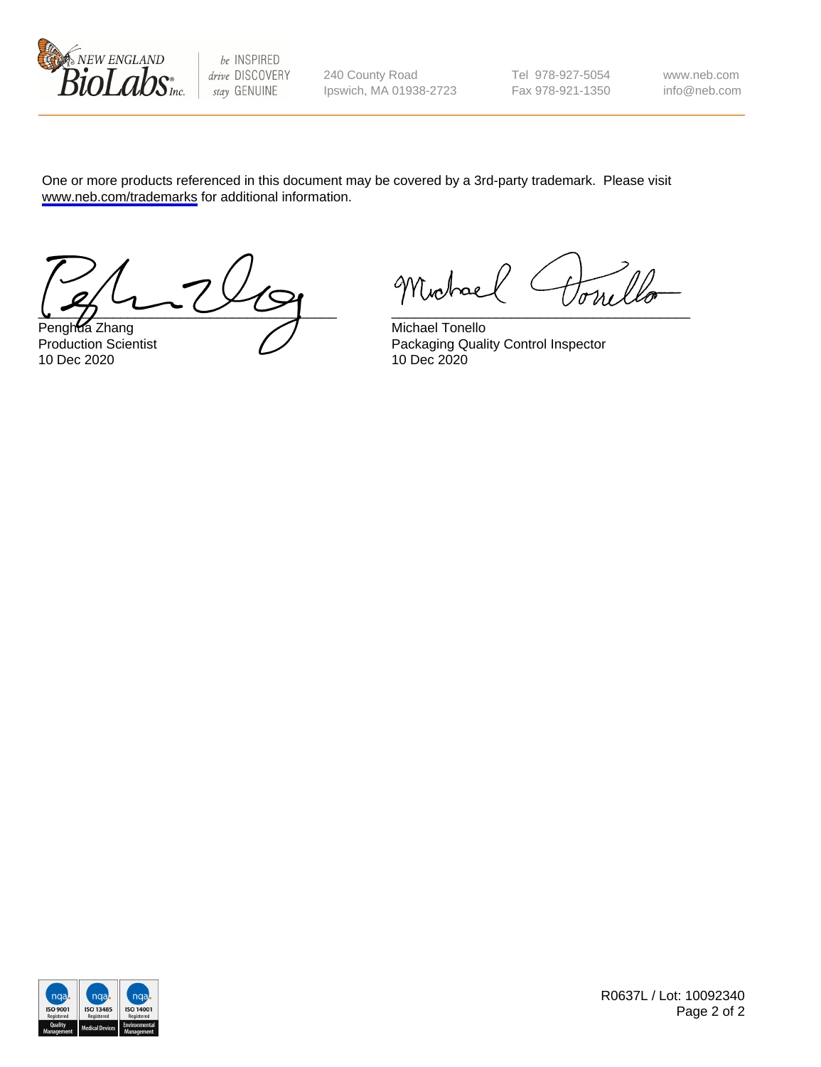One or more products referenced in this document may be covered by a 3rd-party trademark. Please visit www.neb.com/trademarks for additional information.

Penghua Zhang
Production Scientist
10 Dec 2020

Michael Tonello
Packaging Quality Control Inspector
10 Dec 2020

R0637L / Lot: 10092340